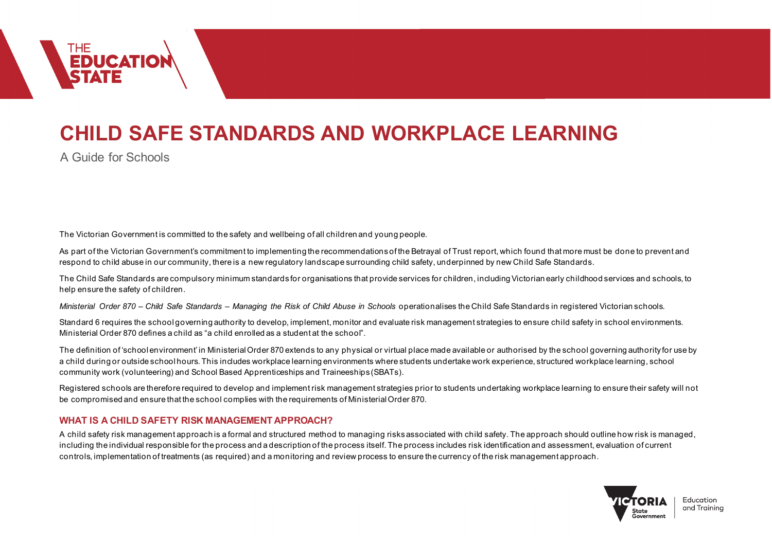# CHILD SAFE STANDARDS AND WORKPLACE LEARNING

A Guide for Schools

The Victorian Government is committed to the safety and wellbeing of all children and young people.

As part of the Victorian Government's commitment to implementing the recommendations of the Betrayal of Trust report, which found that more must be done to prevent and respond to child abuse in our community, there is a new regulatory landscape surrounding child safety, underpinned by new Child Safe Standards.

The Child Safe Standards are compulsory minimum standards for organisations that provide services for children, including Victorian early childhood services and schools, to help ensure the safety of children.

*Ministerial Order 870 – Child Safe Standards – Managing the Risk of Child Abuse in Schools* operationalises the Child Safe Standards in registered Victorian schools.

Standard 6 requires the school governing authority to develop, implement, monitor and evaluate risk management strategies to ensure child safety in school environments. Ministerial Order 870 defines a child as "a child enrolled as a student at the school".

The definition of 'school environment' in Ministerial Order 870 extends to any physical or virtual place made available or authorised by the school governing authority for use by a child during or outside school hours. This includes workplace learning environments where students undertake work experience, structured workplace learning, school community work (volunteering) and School Based Apprenticeships and Traineeships (SBATs).

Registered schools are therefore required to develop and implement risk management strategies prior to students undertaking workplace learning to ensure their safety will not be compromised and ensure that the school complies with the requirements of Ministerial Order 870.

## WHAT IS A CHILD SAFETY RISK MANAGEMENT APPROACH?

A child safety risk management approach is a formal and structured method to managing risks associated with child safety. The approach should outline how risk is managed, including the individual responsible for the process and a description of the process itself. The process includes risk identification and assessment, evaluation of current controls, implementation of treatments (as required) and a monitoring and review process to ensure the currency of the risk management approach.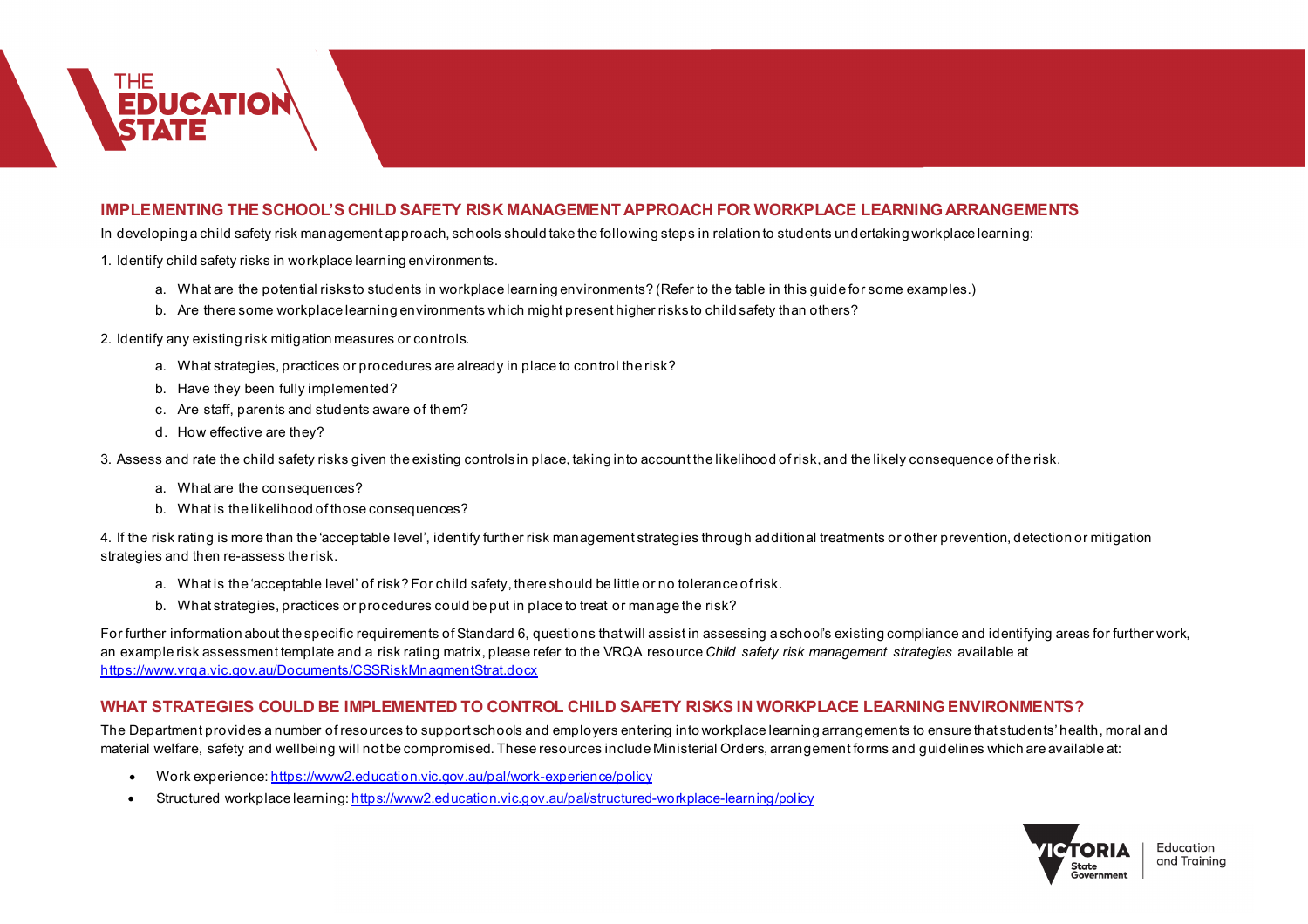## IMPLEMENTING THE SCHOOL'S CHILD SAFETY RISK MANAGEMENT APPROACH FOR WORKPLACE LEARNING ARRANGEMENTS

In developing a child safety risk management approach, schools should take the following steps in relation to students undertaking workplace learning:

1. Identify child safety risks in workplace learning environments.
   a. What are the potential risks to students in workplace learning environments? (Refer to the table in this guide for some examples.)
   b. Are there some workplace learning environments which might present higher risks to child safety than others?
2. Identify any existing risk mitigation measures or controls.
   a. What strategies, practices or procedures are already in place to control the risk?
   b. Have they been fully implemented?
   c. Are staff, parents and students aware of them?
   d. How effective are they?
3. Assess and rate the child safety risks given the existing controls in place, taking into account the likelihood of risk, and the likely consequence of the risk.
   a. What are the consequences?
   b. What is the likelihood of those consequences?
4. If the risk rating is more than the 'acceptable level', identify further risk management strategies through additional treatments or other prevention, detection or mitigation strategies and then re-assess the risk.
   a. What is the 'acceptable level' of risk? For child safety, there should be little or no tolerance of risk.
   b. What strategies, practices or procedures could be put in place to treat or manage the risk?

For further information about the specific requirements of Standard 6, questions that will assist in assessing a school's existing compliance and identifying areas for further work, an example risk assessment template and a risk rating matrix, please refer to the VRQA resource *Child safety risk management strategies* available at https://www.vrqa.vic.gov.au/Documents/CSSRiskMnagmentStrat.docx

## WHAT STRATEGIES COULD BE IMPLEMENTED TO CONTROL CHILD SAFETY RISKS IN WORKPLACE LEARNING ENVIRONMENTS?

The Department provides a number of resources to support schools and employers entering into workplace learning arrangements to ensure that students' health, moral and material welfare, safety and wellbeing will not be compromised. These resources include Ministerial Orders, arrangement forms and guidelines which are available at:

- Work experience: https://www2.education.vic.gov.au/pal/work-experience/policy
- Structured workplace learning: https://www2.education.vic.gov.au/pal/structured-workplace-learning/policy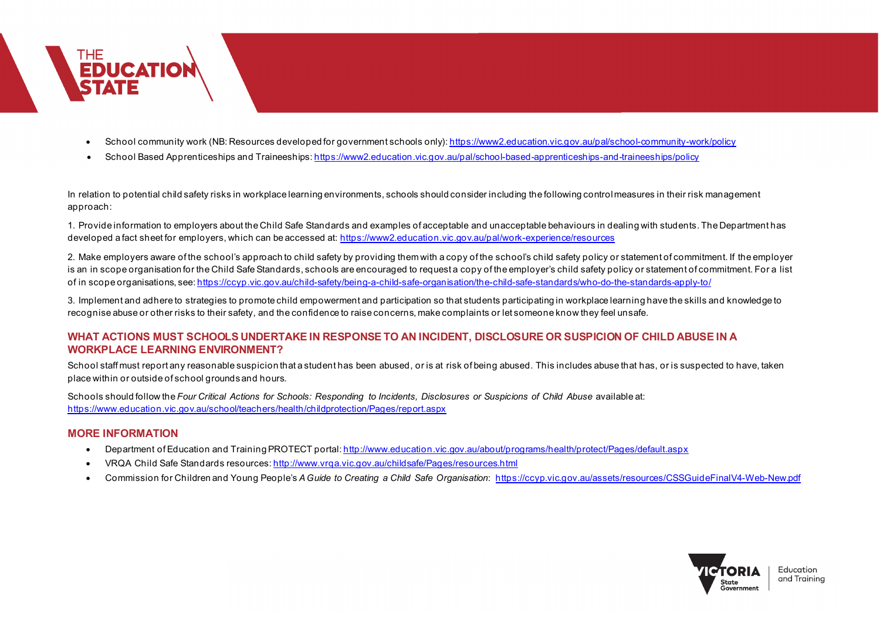- School community work (NB: Resources developed for government schools only): https://www2.education.vic.gov.au/pal/school-community-work/policy
- School Based Apprenticeships and Traineeships: https://www2.education.vic.gov.au/pal/school-based-apprenticeships-and-traineeships/policy

In relation to potential child safety risks in workplace learning environments, schools should consider including the following control measures in their risk management approach:

1. Provide information to employers about the Child Safe Standards and examples of acceptable and unacceptable behaviours in dealing with students. The Department has developed a fact sheet for employers, which can be accessed at: https://www2.education.vic.gov.au/pal/work-experience/resources

2. Make employers aware of the school's approach to child safety by providing them with a copy of the school's child safety policy or statement of commitment. If the employer is an in scope organisation for the Child Safe Standards, schools are encouraged to request a copy of the employer's child safety policy or statement of commitment. For a list of in scope organisations, see: https://ccyp.vic.gov.au/child-safety/being-a-child-safe-organisation/the-child-safe-standards/who-do-the-standards-apply-to/

3. Implement and adhere to strategies to promote child empowerment and participation so that students participating in workplace learning have the skills and knowledge to recognise abuse or other risks to their safety, and the confidence to raise concerns, make complaints or let someone know they feel unsafe.

## WHAT ACTIONS MUST SCHOOLS UNDERTAKE IN RESPONSE TO AN INCIDENT, DISCLOSURE OR SUSPICION OF CHILD ABUSE IN A WORKPLACE LEARNING ENVIRONMENT?

School staff must report any reasonable suspicion that a student has been abused, or is at risk of being abused. This includes abuse that has, or is suspected to have, taken place within or outside of school grounds and hours.

Schools should follow the *Four Critical Actions for Schools: Responding to Incidents, Disclosures or Suspicions of Child Abuse* available at: https://www.education.vic.gov.au/school/teachers/health/childprotection/Pages/report.aspx

## MORE INFORMATION

- Department of Education and Training PROTECT portal: http://www.education.vic.gov.au/about/programs/health/protect/Pages/default.aspx
- VRQA Child Safe Standards resources: http://www.vrqa.vic.gov.au/childsafe/Pages/resources.html
- Commission for Children and Young People's *A Guide to Creating a Child Safe Organisation*: https://ccyp.vic.gov.au/assets/resources/CSSGuideFinalV4-Web-New.pdf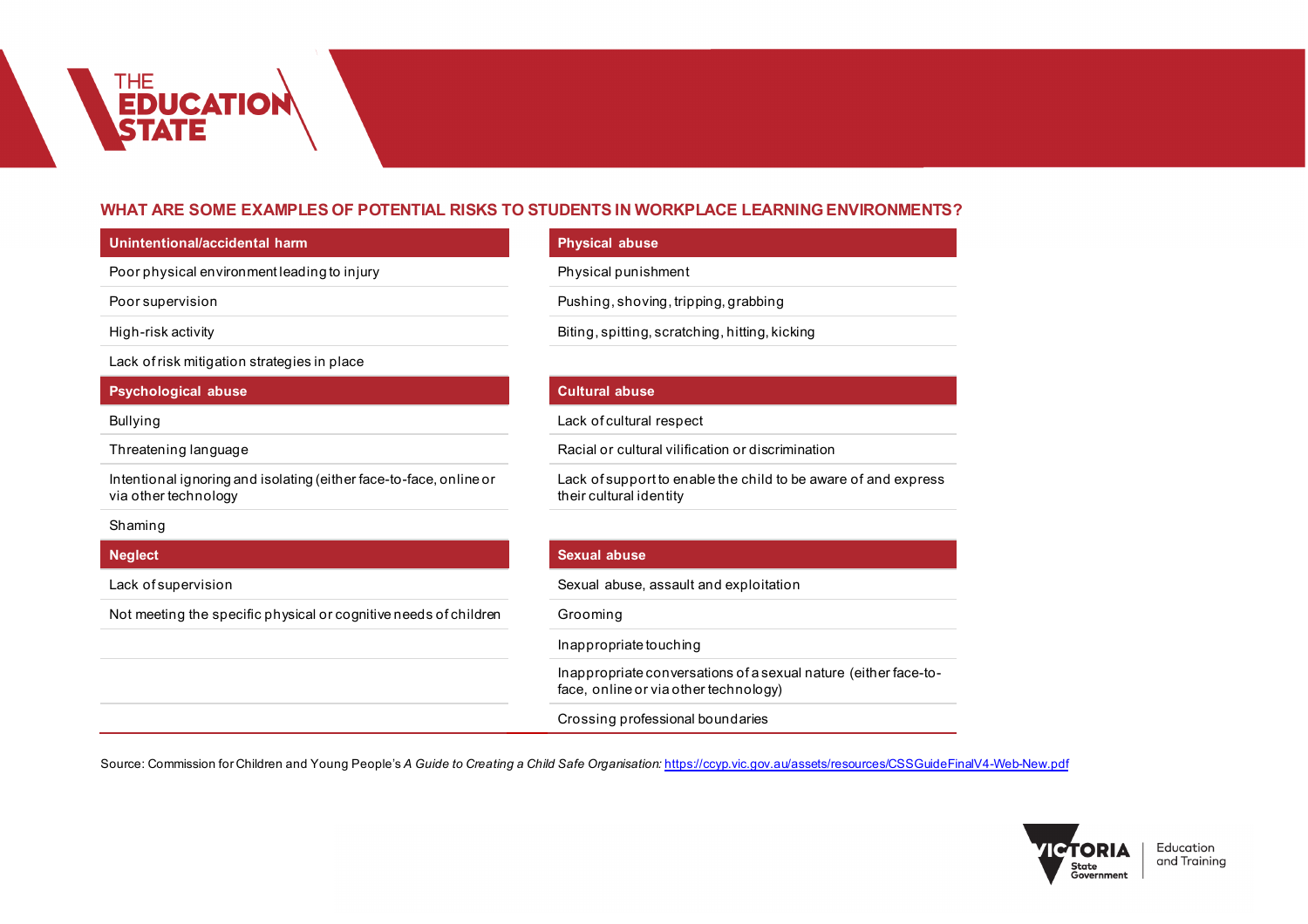## WHAT ARE SOME EXAMPLES OF POTENTIAL RISKS TO STUDENTS IN WORKPLACE LEARNING ENVIRONMENTS?

| Unintentional/accidental harm | Physical abuse |
|---|---|
| Poor physical environment leading to injury | Physical punishment |
| Poor supervision | Pushing, shoving, tripping, grabbing |
| High-risk activity | Biting, spitting, scratching, hitting, kicking |
| Lack of risk mitigation strategies in place | |
| **Psychological abuse** | **Cultural abuse** |
| Bullying | Lack of cultural respect |
| Threatening language | Racial or cultural vilification or discrimination |
| Intentional ignoring and isolating (either face-to-face, online or via other technology | Lack of support to enable the child to be aware of and express their cultural identity |
| Shaming | |
| **Neglect** | **Sexual abuse** |
| Lack of supervision | Sexual abuse, assault and exploitation |
| Not meeting the specific physical or cognitive needs of children | Grooming |
| | Inappropriate touching |
| | Inappropriate conversations of a sexual nature (either face-to-face, online or via other technology) |
| | Crossing professional boundaries |

Source: Commission for Children and Young People's *A Guide to Creating a Child Safe Organisation:* https://ccyp.vic.gov.au/assets/resources/CSSGuideFinalV4-Web-New.pdf